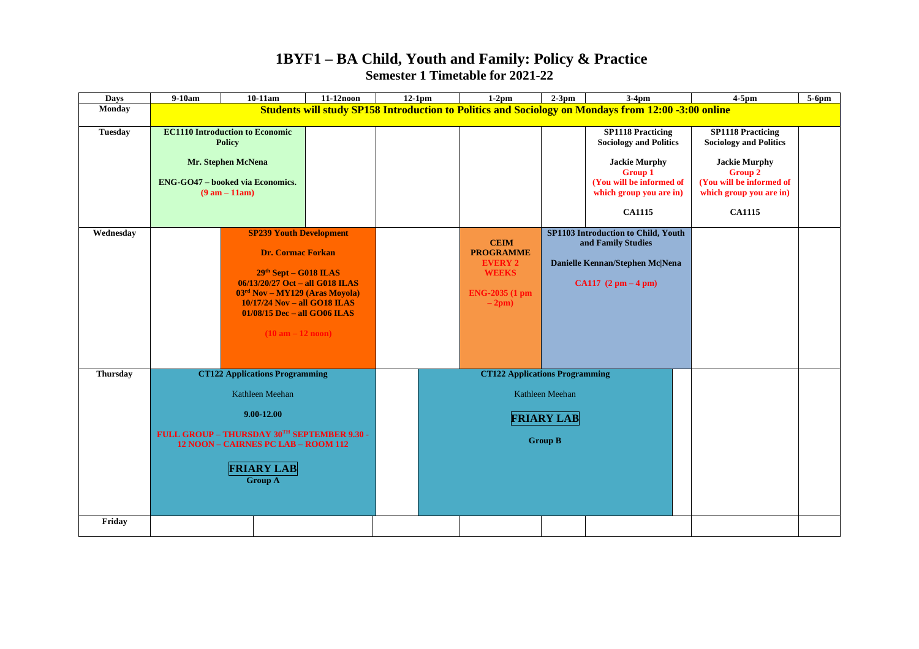# 1BYF1 – BA Child, Youth and Family: Policy & Practice

## Semester 1 Timetable for 2021-22

| Days | 9-10am | 10-11am | 11-12noon | 12-1pm | 1-2pm | 2-3pm | 3-4pm | 4-5pm | 5-6pm |
|---|---|---|---|---|---|---|---|---|---|
| **Monday** | **Students will study SP158 Introduction to Politics and Sociology on Mondays from 12:00 -3:00 online** | | | | | | | | |
| **Tuesday** | **EC1110 Introduction to Economic Policy**<br><br>**Mr. Stephen McNena**<br><br>**ENG-GO47 – booked via Economics.**<br>**(9 am – 11am)** | | | | | | **SP1118 Practicing Sociology and Politics**<br><br>**Jackie Murphy**<br>**Group 1**<br>**(You will be informed of which group you are in)**<br><br>**CA1115** | **SP1118 Practicing Sociology and Politics**<br><br>**Jackie Murphy**<br>**Group 2**<br>**(You will be informed of which group you are in)**<br><br>**CA1115** | |
| **Wednesday** | | **SP239 Youth Development**<br><br>**Dr. Cormac Forkan**<br><br>**29th Sept – G018 ILAS**<br>**06/13/20/27 Oct – all G018 ILAS**<br>**03rd Nov – MY129 (Aras Moyola)**<br>**10/17/24 Nov – all GO18 ILAS**<br>**01/08/15 Dec – all GO06 ILAS**<br><br>**(10 am – 12 noon)** | | | **CEIM PROGRAMME**<br>**EVERY 2 WEEKS**<br><br>**ENG-2035 (1 pm – 2pm)** | **SP1103 Introduction to Child, Youth and Family Studies**<br><br>**Danielle Kennan/Stephen Mc\|Nena**<br><br>**CA117 (2 pm – 4 pm)** | | | |
| **Thursday** | **CT122 Applications Programming**<br><br>Kathleen Meehan<br><br>**9.00-12.00**<br><br>**FULL GROUP – THURSDAY 30TH SEPTEMBER 9.30 - 12 NOON – CAIRNES PC LAB – ROOM 112**<br><br>**FRIARY LAB**<br>**Group A** | | | | **CT122 Applications Programming**<br><br>Kathleen Meehan<br><br>**FRIARY LAB**<br><br>**Group B** | | | | |
| **Friday** | | | | | | | | | |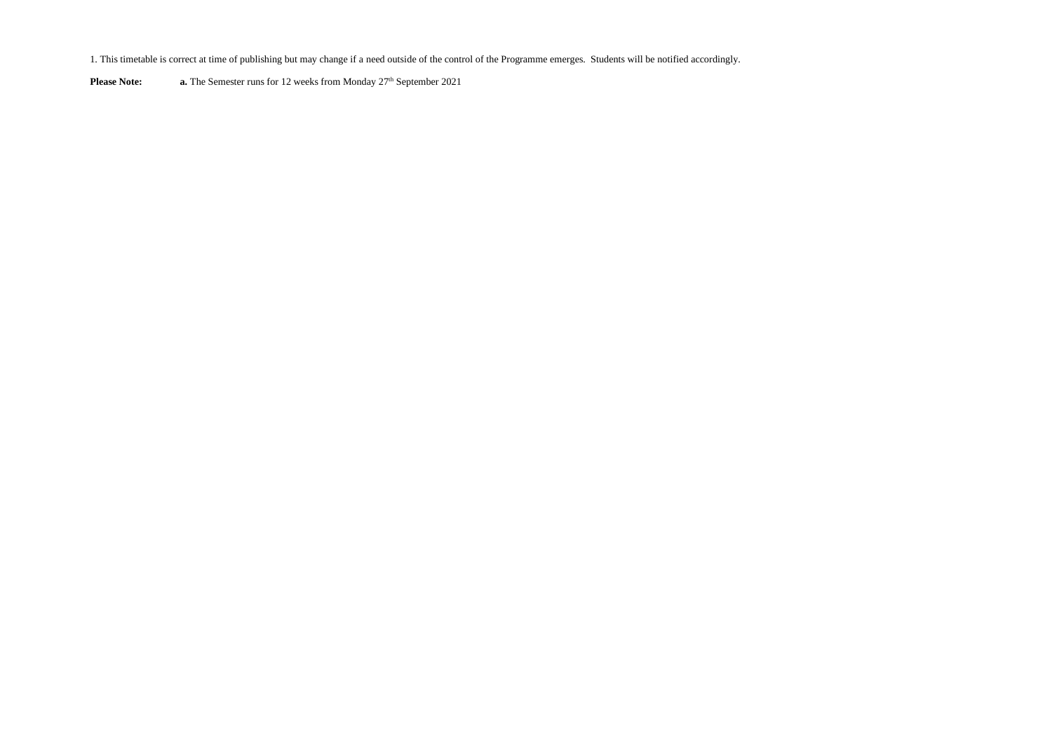1. This timetable is correct at time of publishing but may change if a need outside of the control of the Programme emerges. Students will be notified accordingly.

**Please Note:** **a.** The Semester runs for 12 weeks from Monday 27th September 2021